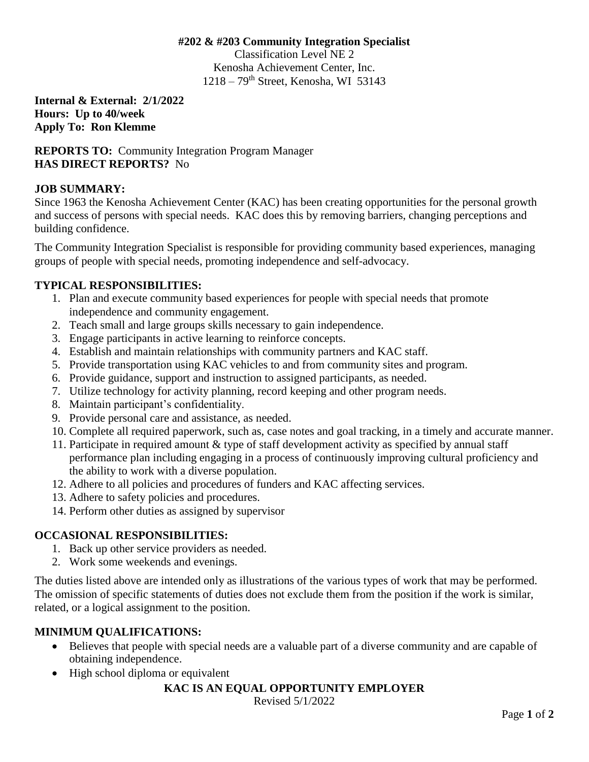**#202 & #203 Community Integration Specialist**
Classification Level NE 2
Kenosha Achievement Center, Inc.
1218 – 79th Street, Kenosha, WI 53143

**Internal & External: 2/1/2022**
**Hours: Up to 40/week**
**Apply To: Ron Klemme**

**REPORTS TO:** Community Integration Program Manager
**HAS DIRECT REPORTS?** No

## JOB SUMMARY:

Since 1963 the Kenosha Achievement Center (KAC) has been creating opportunities for the personal growth and success of persons with special needs. KAC does this by removing barriers, changing perceptions and building confidence.

The Community Integration Specialist is responsible for providing community based experiences, managing groups of people with special needs, promoting independence and self-advocacy.

## TYPICAL RESPONSIBILITIES:

1. Plan and execute community based experiences for people with special needs that promote independence and community engagement.
2. Teach small and large groups skills necessary to gain independence.
3. Engage participants in active learning to reinforce concepts.
4. Establish and maintain relationships with community partners and KAC staff.
5. Provide transportation using KAC vehicles to and from community sites and program.
6. Provide guidance, support and instruction to assigned participants, as needed.
7. Utilize technology for activity planning, record keeping and other program needs.
8. Maintain participant's confidentiality.
9. Provide personal care and assistance, as needed.
10. Complete all required paperwork, such as, case notes and goal tracking, in a timely and accurate manner.
11. Participate in required amount & type of staff development activity as specified by annual staff performance plan including engaging in a process of continuously improving cultural proficiency and the ability to work with a diverse population.
12. Adhere to all policies and procedures of funders and KAC affecting services.
13. Adhere to safety policies and procedures.
14. Perform other duties as assigned by supervisor

## OCCASIONAL RESPONSIBILITIES:

1. Back up other service providers as needed.
2. Work some weekends and evenings.

The duties listed above are intended only as illustrations of the various types of work that may be performed. The omission of specific statements of duties does not exclude them from the position if the work is similar, related, or a logical assignment to the position.

## MINIMUM QUALIFICATIONS:

- Believes that people with special needs are a valuable part of a diverse community and are capable of obtaining independence.
- High school diploma or equivalent

**KAC IS AN EQUAL OPPORTUNITY EMPLOYER**
Revised 5/1/2022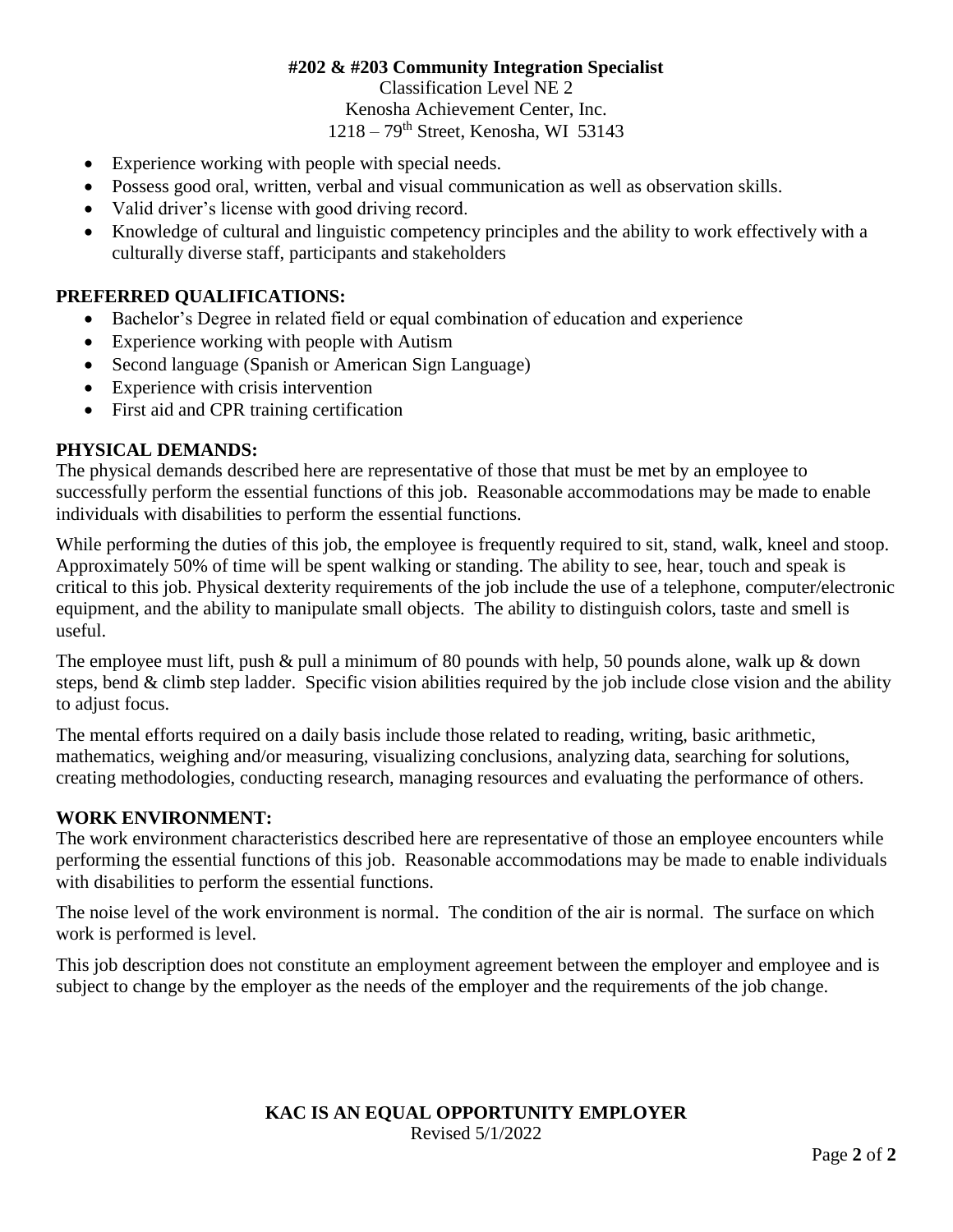**#202 & #203 Community Integration Specialist**
Classification Level NE 2
Kenosha Achievement Center, Inc.
1218 – 79th Street, Kenosha, WI 53143

- Experience working with people with special needs.
- Possess good oral, written, verbal and visual communication as well as observation skills.
- Valid driver's license with good driving record.
- Knowledge of cultural and linguistic competency principles and the ability to work effectively with a culturally diverse staff, participants and stakeholders

## PREFERRED QUALIFICATIONS:

- Bachelor's Degree in related field or equal combination of education and experience
- Experience working with people with Autism
- Second language (Spanish or American Sign Language)
- Experience with crisis intervention
- First aid and CPR training certification

## PHYSICAL DEMANDS:

The physical demands described here are representative of those that must be met by an employee to successfully perform the essential functions of this job. Reasonable accommodations may be made to enable individuals with disabilities to perform the essential functions.

While performing the duties of this job, the employee is frequently required to sit, stand, walk, kneel and stoop. Approximately 50% of time will be spent walking or standing. The ability to see, hear, touch and speak is critical to this job. Physical dexterity requirements of the job include the use of a telephone, computer/electronic equipment, and the ability to manipulate small objects. The ability to distinguish colors, taste and smell is useful.

The employee must lift, push & pull a minimum of 80 pounds with help, 50 pounds alone, walk up & down steps, bend & climb step ladder. Specific vision abilities required by the job include close vision and the ability to adjust focus.

The mental efforts required on a daily basis include those related to reading, writing, basic arithmetic, mathematics, weighing and/or measuring, visualizing conclusions, analyzing data, searching for solutions, creating methodologies, conducting research, managing resources and evaluating the performance of others.

## WORK ENVIRONMENT:

The work environment characteristics described here are representative of those an employee encounters while performing the essential functions of this job. Reasonable accommodations may be made to enable individuals with disabilities to perform the essential functions.

The noise level of the work environment is normal. The condition of the air is normal. The surface on which work is performed is level.

This job description does not constitute an employment agreement between the employer and employee and is subject to change by the employer as the needs of the employer and the requirements of the job change.

**KAC IS AN EQUAL OPPORTUNITY EMPLOYER**
Revised 5/1/2022